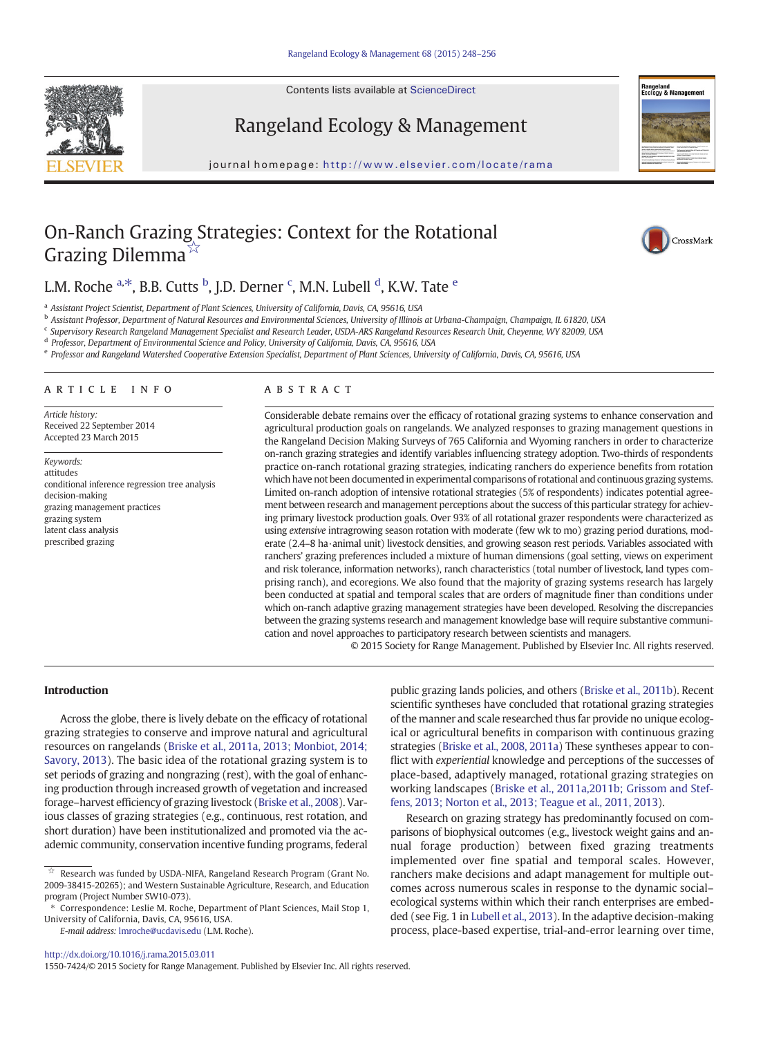# On-Ranch Grazing Strategies: Context for the Rotational Grazing Dilemma☆

L.M. Roche [a,*], B.B. Cutts [b], J.D. Derner [c], M.N. Lubell [d], K.W. Tate [e]

[a] Assistant Project Scientist, Department of Plant Sciences, University of California, Davis, CA, 95616, USA
[b] Assistant Professor, Department of Natural Resources and Environmental Sciences, University of Illinois at Urbana-Champaign, Champaign, IL 61820, USA
[c] Supervisory Research Rangeland Management Specialist and Research Leader, USDA-ARS Rangeland Resources Research Unit, Cheyenne, WY 82009, USA
[d] Professor, Department of Environmental Science and Policy, University of California, Davis, CA, 95616, USA
[e] Professor and Rangeland Watershed Cooperative Extension Specialist, Department of Plant Sciences, University of California, Davis, CA, 95616, USA

## ARTICLE INFO

*Article history:*
Received 22 September 2014
Accepted 23 March 2015

*Keywords:*
attitudes
conditional inference regression tree analysis
decision-making
grazing management practices
grazing system
latent class analysis
prescribed grazing

## ABSTRACT

Considerable debate remains over the efficacy of rotational grazing systems to enhance conservation and agricultural production goals on rangelands. We analyzed responses to grazing management questions in the Rangeland Decision Making Surveys of 765 California and Wyoming ranchers in order to characterize on-ranch grazing strategies and identify variables influencing strategy adoption. Two-thirds of respondents practice on-ranch rotational grazing strategies, indicating ranchers do experience benefits from rotation which have not been documented in experimental comparisons of rotational and continuous grazing systems. Limited on-ranch adoption of intensive rotational strategies (5% of respondents) indicates potential agreement between research and management perceptions about the success of this particular strategy for achieving primary livestock production goals. Over 93% of all rotational grazer respondents were characterized as using *extensive* intragrowing season rotation with moderate (few wk to mo) grazing period durations, moderate (2.4–8 ha·animal unit) livestock densities, and growing season rest periods. Variables associated with ranchers' grazing preferences included a mixture of human dimensions (goal setting, views on experiment and risk tolerance, information networks), ranch characteristics (total number of livestock, land types comprising ranch), and ecoregions. We also found that the majority of grazing systems research has largely been conducted at spatial and temporal scales that are orders of magnitude finer than conditions under which on-ranch adaptive grazing management strategies have been developed. Resolving the discrepancies between the grazing systems research and management knowledge base will require substantive communication and novel approaches to participatory research between scientists and managers.

© 2015 Society for Range Management. Published by Elsevier Inc. All rights reserved.

## Introduction

Across the globe, there is lively debate on the efficacy of rotational grazing strategies to conserve and improve natural and agricultural resources on rangelands (Briske et al., 2011a, 2013; Monbiot, 2014; Savory, 2013). The basic idea of the rotational grazing system is to set periods of grazing and nongrazing (rest), with the goal of enhancing production through increased growth of vegetation and increased forage–harvest efficiency of grazing livestock (Briske et al., 2008). Various classes of grazing strategies (e.g., continuous, rest rotation, and short duration) have been institutionalized and promoted via the academic community, conservation incentive funding programs, federal public grazing lands policies, and others (Briske et al., 2011b). Recent scientific syntheses have concluded that rotational grazing strategies of the manner and scale researched thus far provide no unique ecological or agricultural benefits in comparison with continuous grazing strategies (Briske et al., 2008, 2011a) These syntheses appear to conflict with *experiential* knowledge and perceptions of the successes of place-based, adaptively managed, rotational grazing strategies on working landscapes (Briske et al., 2011a,2011b; Grissom and Steffens, 2013; Norton et al., 2013; Teague et al., 2011, 2013).

Research on grazing strategy has predominantly focused on comparisons of biophysical outcomes (e.g., livestock weight gains and annual forage production) between fixed grazing treatments implemented over fine spatial and temporal scales. However, ranchers make decisions and adapt management for multiple outcomes across numerous scales in response to the dynamic social–ecological systems within which their ranch enterprises are embedded (see Fig. 1 in Lubell et al., 2013). In the adaptive decision-making process, place-based expertise, trial-and-error learning over time,

☆ Research was funded by USDA-NIFA, Rangeland Research Program (Grant No. 2009-38415-20265); and Western Sustainable Agriculture, Research, and Education program (Project Number SW10-073).

\* Correspondence: Leslie M. Roche, Department of Plant Sciences, Mail Stop 1, University of California, Davis, CA, 95616, USA.

E-mail address: lmroche@ucdavis.edu (L.M. Roche).

http://dx.doi.org/10.1016/j.rama.2015.03.011
1550-7424/© 2015 Society for Range Management. Published by Elsevier Inc. All rights reserved.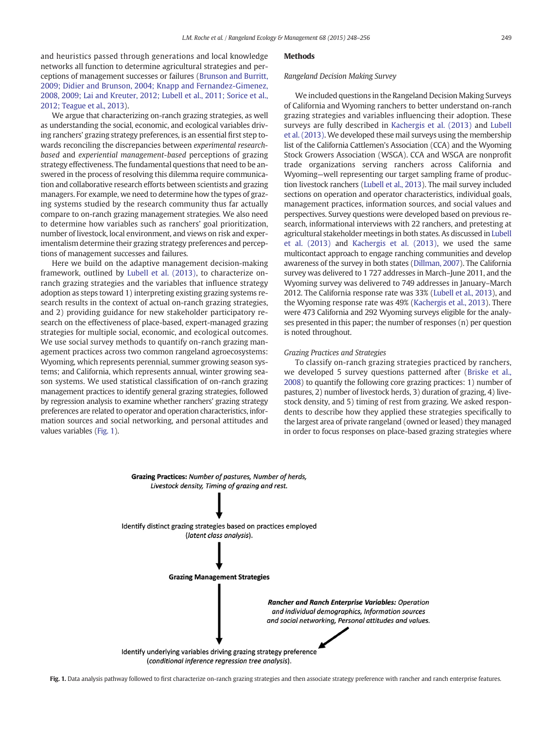and heuristics passed through generations and local knowledge networks all function to determine agricultural strategies and perceptions of management successes or failures (Brunson and Burritt, 2009; Didier and Brunson, 2004; Knapp and Fernandez-Gimenez, 2008, 2009; Lai and Kreuter, 2012; Lubell et al., 2011; Sorice et al., 2012; Teague et al., 2013).

We argue that characterizing on-ranch grazing strategies, as well as understanding the social, economic, and ecological variables driving ranchers' grazing strategy preferences, is an essential first step towards reconciling the discrepancies between *experimental research-based* and *experiential management-based* perceptions of grazing strategy effectiveness. The fundamental questions that need to be answered in the process of resolving this dilemma require communication and collaborative research efforts between scientists and grazing managers. For example, we need to determine how the types of grazing systems studied by the research community thus far actually compare to on-ranch grazing management strategies. We also need to determine how variables such as ranchers' goal prioritization, number of livestock, local environment, and views on risk and experimentalism determine their grazing strategy preferences and perceptions of management successes and failures.

Here we build on the adaptive management decision-making framework, outlined by Lubell et al. (2013), to characterize on-ranch grazing strategies and the variables that influence strategy adoption as steps toward 1) interpreting existing grazing systems research results in the context of actual on-ranch grazing strategies, and 2) providing guidance for new stakeholder participatory research on the effectiveness of place-based, expert-managed grazing strategies for multiple social, economic, and ecological outcomes. We use social survey methods to quantify on-ranch grazing management practices across two common rangeland agroecosystems: Wyoming, which represents perennial, summer growing season systems; and California, which represents annual, winter growing season systems. We used statistical classification of on-ranch grazing management practices to identify general grazing strategies, followed by regression analysis to examine whether ranchers' grazing strategy preferences are related to operator and operation characteristics, information sources and social networking, and personal attitudes and values variables (Fig. 1).

## Methods

### Rangeland Decision Making Survey

We included questions in the Rangeland Decision Making Surveys of California and Wyoming ranchers to better understand on-ranch grazing strategies and variables influencing their adoption. These surveys are fully described in Kachergis et al. (2013) and Lubell et al. (2013). We developed these mail surveys using the membership list of the California Cattlemen's Association (CCA) and the Wyoming Stock Growers Association (WSGA). CCA and WSGA are nonprofit trade organizations serving ranchers across California and Wyoming—well representing our target sampling frame of production livestock ranchers (Lubell et al., 2013). The mail survey included sections on operation and operator characteristics, individual goals, management practices, information sources, and social values and perspectives. Survey questions were developed based on previous research, informational interviews with 22 ranchers, and pretesting at agricultural stakeholder meetings in both states. As discussed in Lubell et al. (2013) and Kachergis et al. (2013), we used the same multicontact approach to engage ranching communities and develop awareness of the survey in both states (Dillman, 2007). The California survey was delivered to 1 727 addresses in March–June 2011, and the Wyoming survey was delivered to 749 addresses in January–March 2012. The California response rate was 33% (Lubell et al., 2013), and the Wyoming response rate was 49% (Kachergis et al., 2013). There were 473 California and 292 Wyoming surveys eligible for the analyses presented in this paper; the number of responses (n) per question is noted throughout.

### Grazing Practices and Strategies

To classify on-ranch grazing strategies practiced by ranchers, we developed 5 survey questions patterned after (Briske et al., 2008) to quantify the following core grazing practices: 1) number of pastures, 2) number of livestock herds, 3) duration of grazing, 4) livestock density, and 5) timing of rest from grazing. We asked respondents to describe how they applied these strategies specifically to the largest area of private rangeland (owned or leased) they managed in order to focus responses on place-based grazing strategies where

**Grazing Practices:** *Number of pastures, Number of herds, Livestock density, Timing of grazing and rest.*

↓

Identify distinct grazing strategies based on practices employed (*latent class analysis*).

↓

**Grazing Management Strategies**

↓ ← ***Rancher and Ranch Enterprise Variables:*** *Operation and individual demographics, Information sources and social networking, Personal attitudes and values.*

Identify underlying variables driving grazing strategy preference (*conditional inference regression tree analysis*).

**Fig. 1.** Data analysis pathway followed to first characterize on-ranch grazing strategies and then associate strategy preference with rancher and ranch enterprise features.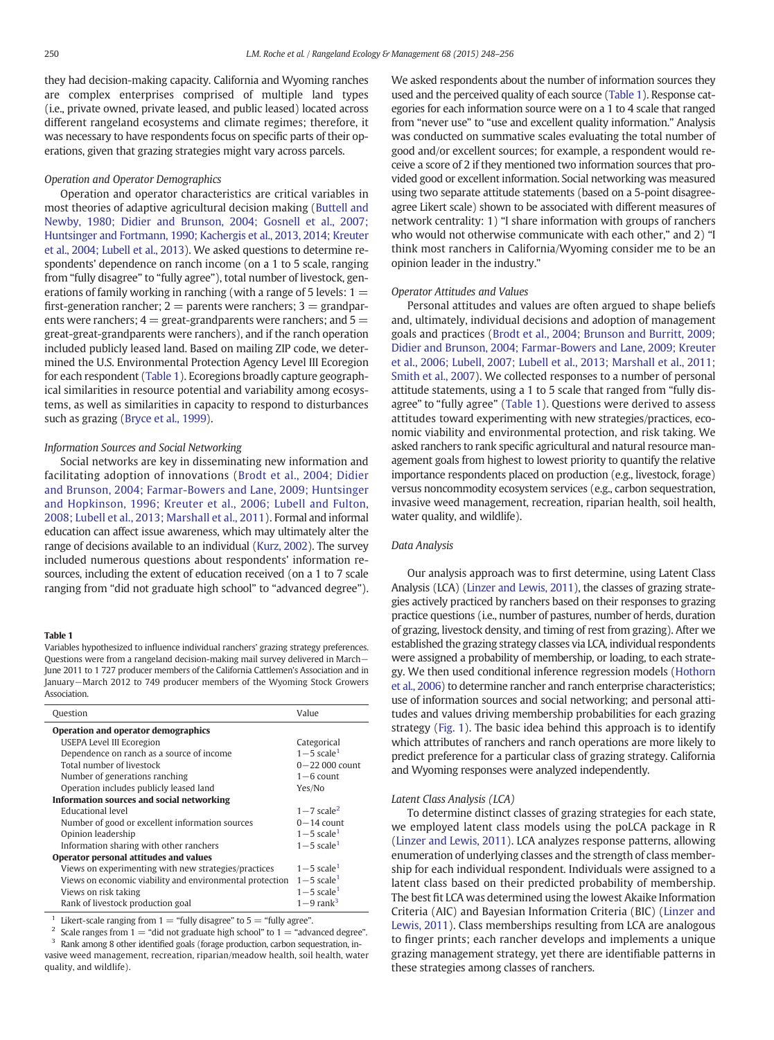they had decision-making capacity. California and Wyoming ranches are complex enterprises comprised of multiple land types (i.e., private owned, private leased, and public leased) located across different rangeland ecosystems and climate regimes; therefore, it was necessary to have respondents focus on specific parts of their operations, given that grazing strategies might vary across parcels.

### Operation and Operator Demographics

Operation and operator characteristics are critical variables in most theories of adaptive agricultural decision making (Buttell and Newby, 1980; Didier and Brunson, 2004; Gosnell et al., 2007; Huntsinger and Fortmann, 1990; Kachergis et al., 2013, 2014; Kreuter et al., 2004; Lubell et al., 2013). We asked questions to determine respondents' dependence on ranch income (on a 1 to 5 scale, ranging from "fully disagree" to "fully agree"), total number of livestock, generations of family working in ranching (with a range of 5 levels: 1 = first-generation rancher; 2 = parents were ranchers; 3 = grandparents were ranchers; 4 = great-grandparents were ranchers; and 5 = great-great-grandparents were ranchers), and if the ranch operation included publicly leased land. Based on mailing ZIP code, we determined the U.S. Environmental Protection Agency Level III Ecoregion for each respondent (Table 1). Ecoregions broadly capture geographical similarities in resource potential and variability among ecosystems, as well as similarities in capacity to respond to disturbances such as grazing (Bryce et al., 1999).

### Information Sources and Social Networking

Social networks are key in disseminating new information and facilitating adoption of innovations (Brodt et al., 2004; Didier and Brunson, 2004; Farmar-Bowers and Lane, 2009; Huntsinger and Hopkinson, 1996; Kreuter et al., 2006; Lubell and Fulton, 2008; Lubell et al., 2013; Marshall et al., 2011). Formal and informal education can affect issue awareness, which may ultimately alter the range of decisions available to an individual (Kurz, 2002). The survey included numerous questions about respondents' information resources, including the extent of education received (on a 1 to 7 scale ranging from "did not graduate high school" to "advanced degree").

**Table 1**

Variables hypothesized to influence individual ranchers' grazing strategy preferences. Questions were from a rangeland decision-making mail survey delivered in March—June 2011 to 1 727 producer members of the California Cattlemen's Association and in January—March 2012 to 749 producer members of the Wyoming Stock Growers Association.

| Question | Value |
|---|---|
| **Operation and operator demographics** | |
| USEPA Level III Ecoregion | Categorical |
| Dependence on ranch as a source of income | 1−5 scale[1] |
| Total number of livestock | 0−22 000 count |
| Number of generations ranching | 1−6 count |
| Operation includes publicly leased land | Yes/No |
| **Information sources and social networking** | |
| Educational level | 1−7 scale[2] |
| Number of good or excellent information sources | 0−14 count |
| Opinion leadership | 1−5 scale[1] |
| Information sharing with other ranchers | 1−5 scale[1] |
| **Operator personal attitudes and values** | |
| Views on experimenting with new strategies/practices | 1−5 scale[1] |
| Views on economic viability and environmental protection | 1−5 scale[1] |
| Views on risk taking | 1−5 scale[1] |
| Rank of livestock production goal | 1−9 rank[3] |

[1] Likert-scale ranging from 1 = "fully disagree" to 5 = "fully agree".
[2] Scale ranges from 1 = "did not graduate high school" to 1 = "advanced degree".
[3] Rank among 8 other identified goals (forage production, carbon sequestration, invasive weed management, recreation, riparian/meadow health, soil health, water quality, and wildlife).

We asked respondents about the number of information sources they used and the perceived quality of each source (Table 1). Response categories for each information source were on a 1 to 4 scale that ranged from "never use" to "use and excellent quality information." Analysis was conducted on summative scales evaluating the total number of good and/or excellent sources; for example, a respondent would receive a score of 2 if they mentioned two information sources that provided good or excellent information. Social networking was measured using two separate attitude statements (based on a 5-point disagree-agree Likert scale) shown to be associated with different measures of network centrality: 1) "I share information with groups of ranchers who would not otherwise communicate with each other," and 2) "I think most ranchers in California/Wyoming consider me to be an opinion leader in the industry."

### Operator Attitudes and Values

Personal attitudes and values are often argued to shape beliefs and, ultimately, individual decisions and adoption of management goals and practices (Brodt et al., 2004; Brunson and Burritt, 2009; Didier and Brunson, 2004; Farmar-Bowers and Lane, 2009; Kreuter et al., 2006; Lubell, 2007; Lubell et al., 2013; Marshall et al., 2011; Smith et al., 2007). We collected responses to a number of personal attitude statements, using a 1 to 5 scale that ranged from "fully disagree" to "fully agree" (Table 1). Questions were derived to assess attitudes toward experimenting with new strategies/practices, economic viability and environmental protection, and risk taking. We asked ranchers to rank specific agricultural and natural resource management goals from highest to lowest priority to quantify the relative importance respondents placed on production (e.g., livestock, forage) versus noncommodity ecosystem services (e.g., carbon sequestration, invasive weed management, recreation, riparian health, soil health, water quality, and wildlife).

### Data Analysis

Our analysis approach was to first determine, using Latent Class Analysis (LCA) (Linzer and Lewis, 2011), the classes of grazing strategies actively practiced by ranchers based on their responses to grazing practice questions (i.e., number of pastures, number of herds, duration of grazing, livestock density, and timing of rest from grazing). After we established the grazing strategy classes via LCA, individual respondents were assigned a probability of membership, or loading, to each strategy. We then used conditional inference regression models (Hothorn et al., 2006) to determine rancher and ranch enterprise characteristics; use of information sources and social networking; and personal attitudes and values driving membership probabilities for each grazing strategy (Fig. 1). The basic idea behind this approach is to identify which attributes of ranchers and ranch operations are more likely to predict preference for a particular class of grazing strategy. California and Wyoming responses were analyzed independently.

### Latent Class Analysis (LCA)

To determine distinct classes of grazing strategies for each state, we employed latent class models using the poLCA package in R (Linzer and Lewis, 2011). LCA analyzes response patterns, allowing enumeration of underlying classes and the strength of class membership for each individual respondent. Individuals were assigned to a latent class based on their predicted probability of membership. The best fit LCA was determined using the lowest Akaike Information Criteria (AIC) and Bayesian Information Criteria (BIC) (Linzer and Lewis, 2011). Class memberships resulting from LCA are analogous to finger prints; each rancher develops and implements a unique grazing management strategy, yet there are identifiable patterns in these strategies among classes of ranchers.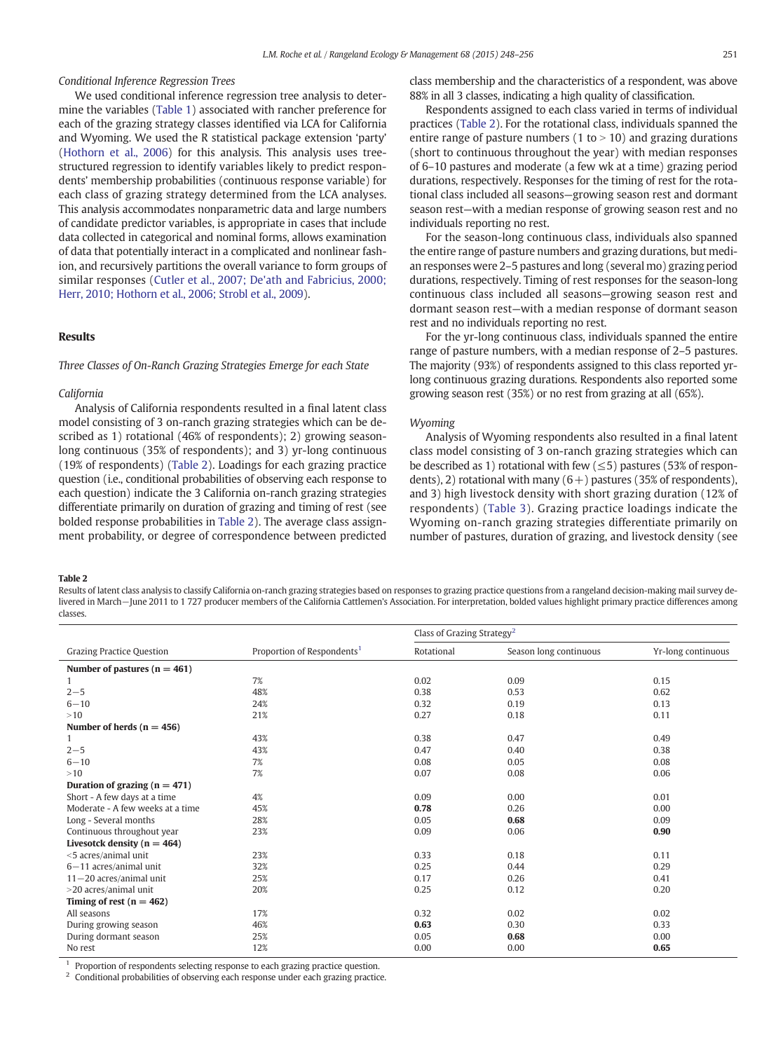### Conditional Inference Regression Trees

We used conditional inference regression tree analysis to determine the variables (Table 1) associated with rancher preference for each of the grazing strategy classes identified via LCA for California and Wyoming. We used the R statistical package extension 'party' (Hothorn et al., 2006) for this analysis. This analysis uses tree-structured regression to identify variables likely to predict respondents' membership probabilities (continuous response variable) for each class of grazing strategy determined from the LCA analyses. This analysis accommodates nonparametric data and large numbers of candidate predictor variables, is appropriate in cases that include data collected in categorical and nominal forms, allows examination of data that potentially interact in a complicated and nonlinear fashion, and recursively partitions the overall variance to form groups of similar responses (Cutler et al., 2007; De'ath and Fabricius, 2000; Herr, 2010; Hothorn et al., 2006; Strobl et al., 2009).

## Results

### Three Classes of On-Ranch Grazing Strategies Emerge for each State

#### California

Analysis of California respondents resulted in a final latent class model consisting of 3 on-ranch grazing strategies which can be described as 1) rotational (46% of respondents); 2) growing season-long continuous (35% of respondents); and 3) yr-long continuous (19% of respondents) (Table 2). Loadings for each grazing practice question (i.e., conditional probabilities of observing each response to each question) indicate the 3 California on-ranch grazing strategies differentiate primarily on duration of grazing and timing of rest (see bolded response probabilities in Table 2). The average class assignment probability, or degree of correspondence between predicted class membership and the characteristics of a respondent, was above 88% in all 3 classes, indicating a high quality of classification.

Respondents assigned to each class varied in terms of individual practices (Table 2). For the rotational class, individuals spanned the entire range of pasture numbers (1 to > 10) and grazing durations (short to continuous throughout the year) with median responses of 6–10 pastures and moderate (a few wk at a time) grazing period durations, respectively. Responses for the timing of rest for the rotational class included all seasons—growing season rest and dormant season rest—with a median response of growing season rest and no individuals reporting no rest.

For the season-long continuous class, individuals also spanned the entire range of pasture numbers and grazing durations, but median responses were 2–5 pastures and long (several mo) grazing period durations, respectively. Timing of rest responses for the season-long continuous class included all seasons—growing season rest and dormant season rest—with a median response of dormant season rest and no individuals reporting no rest.

For the yr-long continuous class, individuals spanned the entire range of pasture numbers, with a median response of 2–5 pastures. The majority (93%) of respondents assigned to this class reported yr-long continuous grazing durations. Respondents also reported some growing season rest (35%) or no rest from grazing at all (65%).

#### Wyoming

Analysis of Wyoming respondents also resulted in a final latent class model consisting of 3 on-ranch grazing strategies which can be described as 1) rotational with few (≤5) pastures (53% of respondents), 2) rotational with many (6+) pastures (35% of respondents), and 3) high livestock density with short grazing duration (12% of respondents) (Table 3). Grazing practice loadings indicate the Wyoming on-ranch grazing strategies differentiate primarily on number of pastures, duration of grazing, and livestock density (see

**Table 2**

Results of latent class analysis to classify California on-ranch grazing strategies based on responses to grazing practice questions from a rangeland decision-making mail survey delivered in March—June 2011 to 1 727 producer members of the California Cattlemen's Association. For interpretation, bolded values highlight primary practice differences among classes.

| Grazing Practice Question | Proportion of Respondents[1] | Class of Grazing Strategy[2] | | |
|---|---|---|---|---|
| | | Rotational | Season long continuous | Yr-long continuous |
| **Number of pastures (n = 461)** | | | | |
| 1 | 7% | 0.02 | 0.09 | 0.15 |
| 2−5 | 48% | 0.38 | 0.53 | 0.62 |
| 6−10 | 24% | 0.32 | 0.19 | 0.13 |
| >10 | 21% | 0.27 | 0.18 | 0.11 |
| **Number of herds (n = 456)** | | | | |
| 1 | 43% | 0.38 | 0.47 | 0.49 |
| 2−5 | 43% | 0.47 | 0.40 | 0.38 |
| 6−10 | 7% | 0.08 | 0.05 | 0.08 |
| >10 | 7% | 0.07 | 0.08 | 0.06 |
| **Duration of grazing (n = 471)** | | | | |
| Short - A few days at a time | 4% | 0.09 | 0.00 | 0.01 |
| Moderate - A few weeks at a time | 45% | **0.78** | 0.26 | 0.00 |
| Long - Several months | 28% | 0.05 | **0.68** | 0.09 |
| Continuous throughout year | 23% | 0.09 | 0.06 | **0.90** |
| **Livesotck density (n = 464)** | | | | |
| <5 acres/animal unit | 23% | 0.33 | 0.18 | 0.11 |
| 6−11 acres/animal unit | 32% | 0.25 | 0.44 | 0.29 |
| 11−20 acres/animal unit | 25% | 0.17 | 0.26 | 0.41 |
| >20 acres/animal unit | 20% | 0.25 | 0.12 | 0.20 |
| **Timing of rest (n = 462)** | | | | |
| All seasons | 17% | 0.32 | 0.02 | 0.02 |
| During growing season | 46% | **0.63** | 0.30 | 0.33 |
| During dormant season | 25% | 0.05 | **0.68** | 0.00 |
| No rest | 12% | 0.00 | 0.00 | **0.65** |

[1] Proportion of respondents selecting response to each grazing practice question.

[2] Conditional probabilities of observing each response under each grazing practice.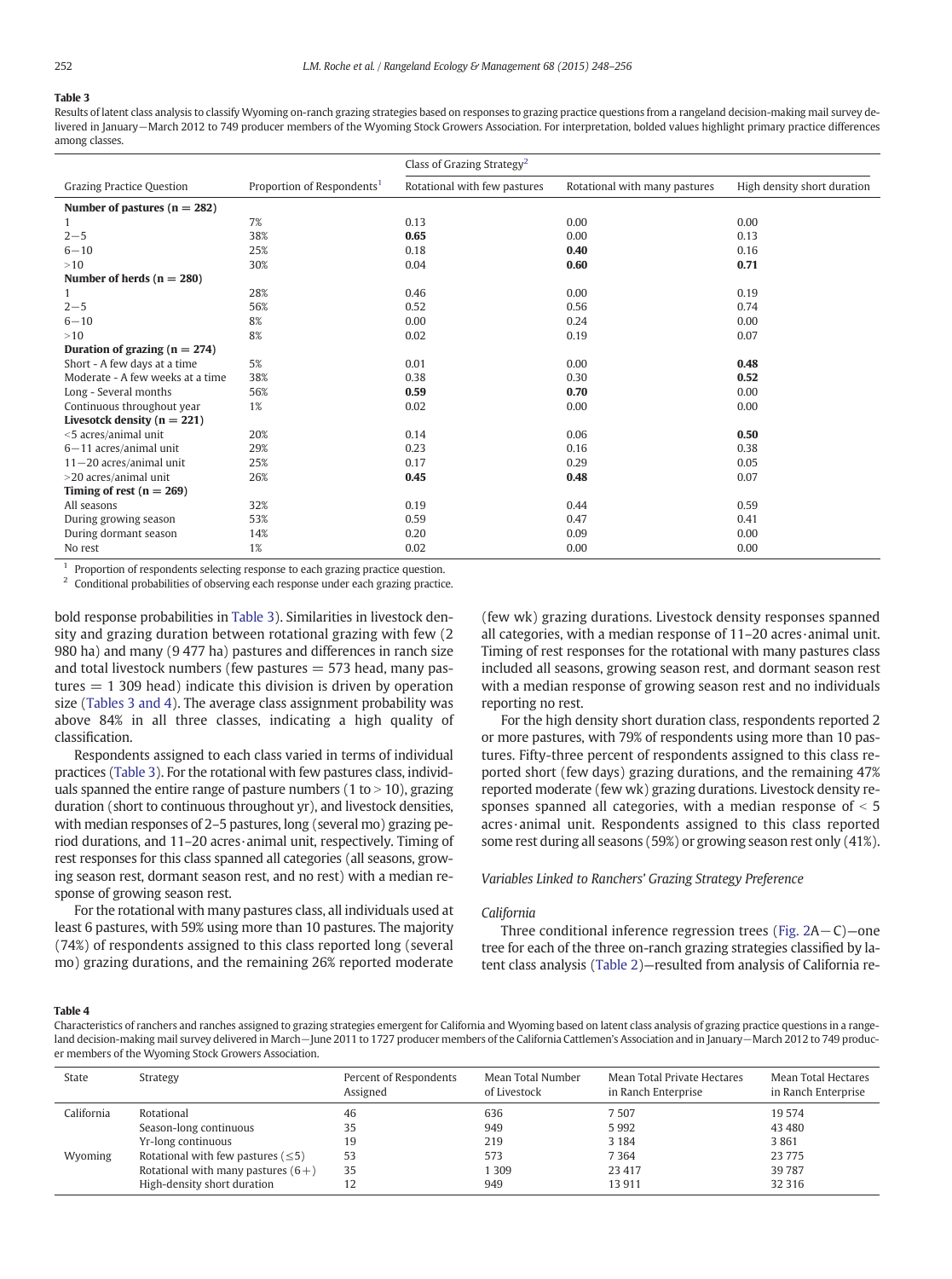**Table 3**

Results of latent class analysis to classify Wyoming on-ranch grazing strategies based on responses to grazing practice questions from a rangeland decision-making mail survey delivered in January—March 2012 to 749 producer members of the Wyoming Stock Growers Association. For interpretation, bolded values highlight primary practice differences among classes.

| Grazing Practice Question | Proportion of Respondents[1] | Class of Grazing Strategy[2] | | |
|---|---|---|---|---|
| | | Rotational with few pastures | Rotational with many pastures | High density short duration |
| **Number of pastures (n = 282)** | | | | |
| 1 | 7% | 0.13 | 0.00 | 0.00 |
| 2−5 | 38% | **0.65** | 0.00 | 0.13 |
| 6−10 | 25% | 0.18 | **0.40** | 0.16 |
| >10 | 30% | 0.04 | **0.60** | **0.71** |
| **Number of herds (n = 280)** | | | | |
| 1 | 28% | 0.46 | 0.00 | 0.19 |
| 2−5 | 56% | 0.52 | 0.56 | 0.74 |
| 6−10 | 8% | 0.00 | 0.24 | 0.00 |
| >10 | 8% | 0.02 | 0.19 | 0.07 |
| **Duration of grazing (n = 274)** | | | | |
| Short - A few days at a time | 5% | 0.01 | 0.00 | **0.48** |
| Moderate - A few weeks at a time | 38% | 0.38 | 0.30 | **0.52** |
| Long - Several months | 56% | **0.59** | **0.70** | 0.00 |
| Continuous throughout year | 1% | 0.02 | 0.00 | 0.00 |
| **Livesotck density (n = 221)** | | | | |
| <5 acres/animal unit | 20% | 0.14 | 0.06 | **0.50** |
| 6−11 acres/animal unit | 29% | 0.23 | 0.16 | 0.38 |
| 11−20 acres/animal unit | 25% | 0.17 | 0.29 | 0.05 |
| >20 acres/animal unit | 26% | **0.45** | **0.48** | 0.07 |
| **Timing of rest (n = 269)** | | | | |
| All seasons | 32% | 0.19 | 0.44 | 0.59 |
| During growing season | 53% | 0.59 | 0.47 | 0.41 |
| During dormant season | 14% | 0.20 | 0.09 | 0.00 |
| No rest | 1% | 0.02 | 0.00 | 0.00 |

[1] Proportion of respondents selecting response to each grazing practice question.
[2] Conditional probabilities of observing each response under each grazing practice.

bold response probabilities in Table 3). Similarities in livestock density and grazing duration between rotational grazing with few (2 980 ha) and many (9 477 ha) pastures and differences in ranch size and total livestock numbers (few pastures = 573 head, many pastures = 1 309 head) indicate this division is driven by operation size (Tables 3 and 4). The average class assignment probability was above 84% in all three classes, indicating a high quality of classification.

Respondents assigned to each class varied in terms of individual practices (Table 3). For the rotational with few pastures class, individuals spanned the entire range of pasture numbers (1 to > 10), grazing duration (short to continuous throughout yr), and livestock densities, with median responses of 2–5 pastures, long (several mo) grazing period durations, and 11–20 acres·animal unit, respectively. Timing of rest responses for this class spanned all categories (all seasons, growing season rest, dormant season rest, and no rest) with a median response of growing season rest.

For the rotational with many pastures class, all individuals used at least 6 pastures, with 59% using more than 10 pastures. The majority (74%) of respondents assigned to this class reported long (several mo) grazing durations, and the remaining 26% reported moderate (few wk) grazing durations. Livestock density responses spanned all categories, with a median response of 11–20 acres·animal unit. Timing of rest responses for the rotational with many pastures class included all seasons, growing season rest, and dormant season rest with a median response of growing season rest and no individuals reporting no rest.

For the high density short duration class, respondents reported 2 or more pastures, with 79% of respondents using more than 10 pastures. Fifty-three percent of respondents assigned to this class reported short (few days) grazing durations, and the remaining 47% reported moderate (few wk) grazing durations. Livestock density responses spanned all categories, with a median response of < 5 acres·animal unit. Respondents assigned to this class reported some rest during all seasons (59%) or growing season rest only (41%).

### Variables Linked to Ranchers' Grazing Strategy Preference

#### California

Three conditional inference regression trees (Fig. 2A− C)—one tree for each of the three on-ranch grazing strategies classified by latent class analysis (Table 2)—resulted from analysis of California re-

**Table 4**

Characteristics of ranchers and ranches assigned to grazing strategies emergent for California and Wyoming based on latent class analysis of grazing practice questions in a rangeland decision-making mail survey delivered in March—June 2011 to 1727 producer members of the California Cattlemen's Association and in January—March 2012 to 749 producer members of the Wyoming Stock Growers Association.

| State | Strategy | Percent of Respondents Assigned | Mean Total Number of Livestock | Mean Total Private Hectares in Ranch Enterprise | Mean Total Hectares in Ranch Enterprise |
|---|---|---|---|---|---|
| California | Rotational | 46 | 636 | 7 507 | 19 574 |
| | Season-long continuous | 35 | 949 | 5 992 | 43 480 |
| | Yr-long continuous | 19 | 219 | 3 184 | 3 861 |
| Wyoming | Rotational with few pastures (≤5) | 53 | 573 | 7 364 | 23 775 |
| | Rotational with many pastures (6+) | 35 | 1 309 | 23 417 | 39 787 |
| | High-density short duration | 12 | 949 | 13 911 | 32 316 |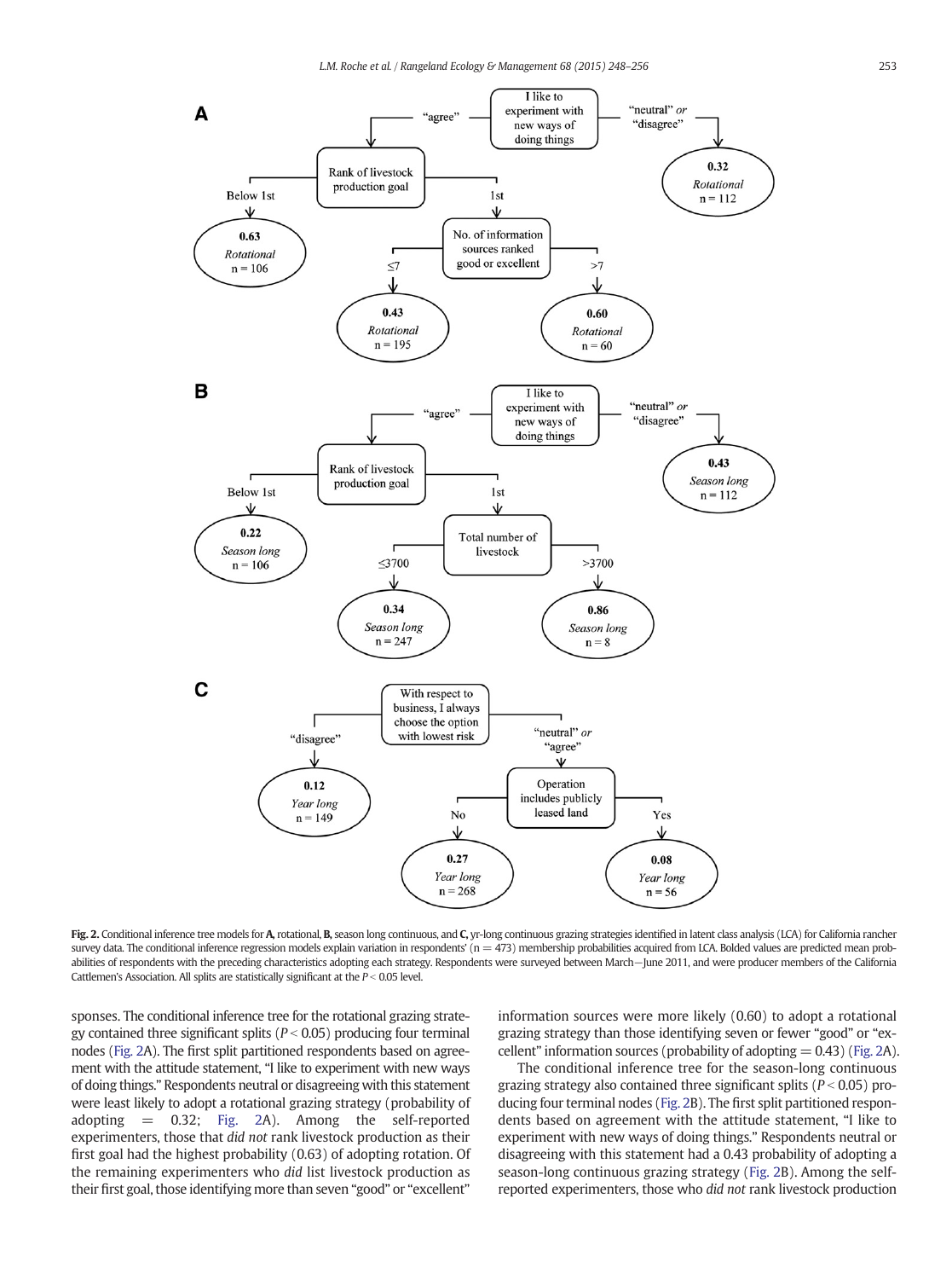Fig. 2. Conditional inference tree models for **A**, rotational, **B**, season long continuous, and **C**, yr-long continuous grazing strategies identified in latent class analysis (LCA) for California rancher survey data. The conditional inference regression models explain variation in respondents' (n = 473) membership probabilities acquired from LCA. Bolded values are predicted mean probabilities of respondents with the preceding characteristics adopting each strategy. Respondents were surveyed between March—June 2011, and were producer members of the California Cattlemen's Association. All splits are statistically significant at the $P < 0.05$ level.

sponses. The conditional inference tree for the rotational grazing strategy contained three significant splits ($P < 0.05$) producing four terminal nodes (Fig. 2A). The first split partitioned respondents based on agreement with the attitude statement, "I like to experiment with new ways of doing things." Respondents neutral or disagreeing with this statement were least likely to adopt a rotational grazing strategy (probability of adopting = 0.32; Fig. 2A). Among the self-reported experimenters, those that *did not* rank livestock production as their first goal had the highest probability (0.63) of adopting rotation. Of the remaining experimenters who *did* list livestock production as their first goal, those identifying more than seven "good" or "excellent" information sources were more likely (0.60) to adopt a rotational grazing strategy than those identifying seven or fewer "good" or "excellent" information sources (probability of adopting = 0.43) (Fig. 2A).

The conditional inference tree for the season-long continuous grazing strategy also contained three significant splits ($P < 0.05$) producing four terminal nodes (Fig. 2B). The first split partitioned respondents based on agreement with the attitude statement, "I like to experiment with new ways of doing things." Respondents neutral or disagreeing with this statement had a 0.43 probability of adopting a season-long continuous grazing strategy (Fig. 2B). Among the self-reported experimenters, those who *did not* rank livestock production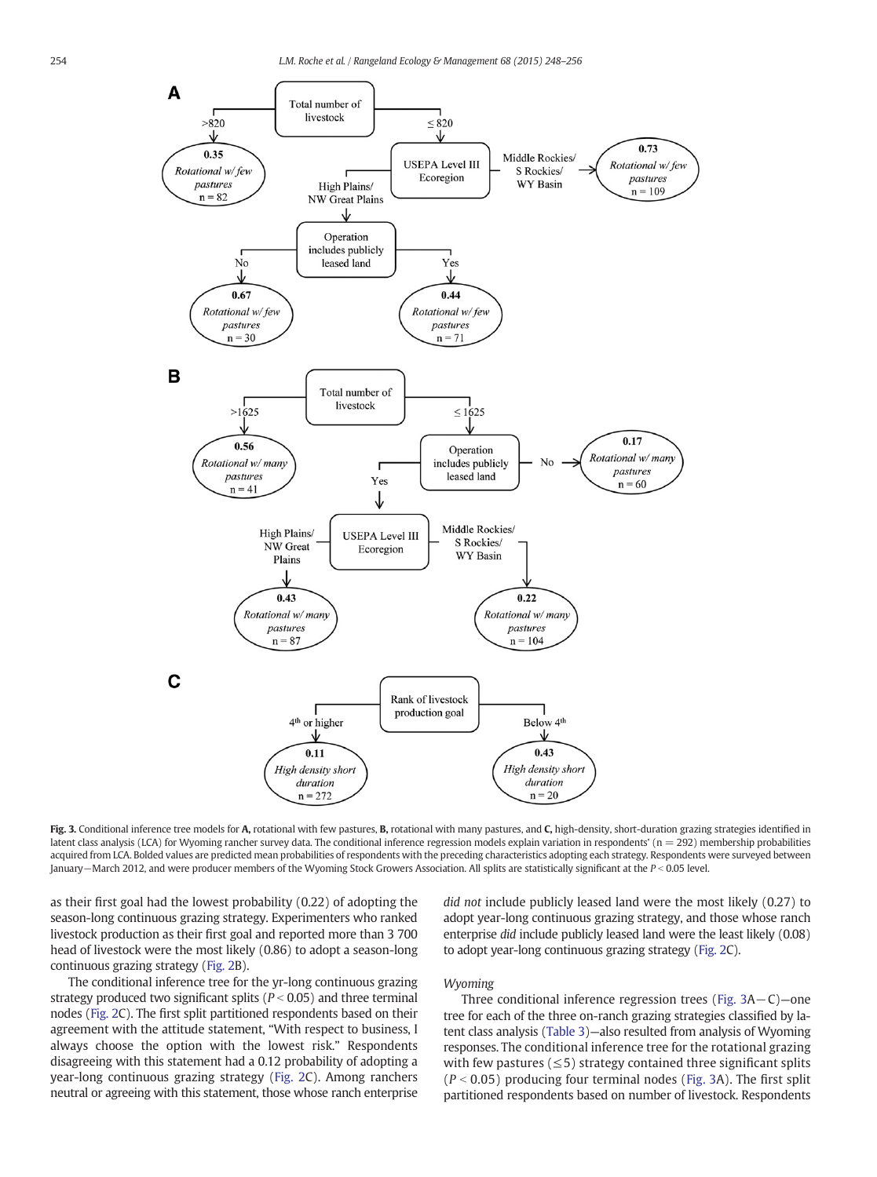**A**

- Total number of livestock
  - >820 → **0.35** *Rotational w/ few pastures* n = 82
  - ≤ 820 → USEPA Level III Ecoregion
    - Middle Rockies/ S Rockies/ WY Basin → **0.73** *Rotational w/ few pastures* n = 109
    - High Plains/ NW Great Plains → Operation includes publicly leased land
      - No → **0.67** *Rotational w/ few pastures* n = 30
      - Yes → **0.44** *Rotational w/ few pastures* n = 71

**B**

- Total number of livestock
  - >1625 → **0.56** *Rotational w/ many pastures* n = 41
  - ≤ 1625 → Operation includes publicly leased land
    - No → **0.17** *Rotational w/ many pastures* n = 60
    - Yes → USEPA Level III Ecoregion
      - High Plains/ NW Great Plains → **0.43** *Rotational w/ many pastures* n = 87
      - Middle Rockies/ S Rockies/ WY Basin → **0.22** *Rotational w/ many pastures* n = 104

**C**

- Rank of livestock production goal
  - 4th or higher → **0.11** *High density short duration* n = 272
  - Below 4th → **0.43** *High density short duration* n = 20

**Fig. 3.** Conditional inference tree models for **A,** rotational with few pastures, **B,** rotational with many pastures, and **C,** high-density, short-duration grazing strategies identified in latent class analysis (LCA) for Wyoming rancher survey data. The conditional inference regression models explain variation in respondents' (n = 292) membership probabilities acquired from LCA. Bolded values are predicted mean probabilities of respondents with the preceding characteristics adopting each strategy. Respondents were surveyed between January—March 2012, and were producer members of the Wyoming Stock Growers Association. All splits are statistically significant at the $P < 0.05$ level.

as their first goal had the lowest probability (0.22) of adopting the season-long continuous grazing strategy. Experimenters who ranked livestock production as their first goal and reported more than 3 700 head of livestock were the most likely (0.86) to adopt a season-long continuous grazing strategy (Fig. 2B).

The conditional inference tree for the yr-long continuous grazing strategy produced two significant splits ($P < 0.05$) and three terminal nodes (Fig. 2C). The first split partitioned respondents based on their agreement with the attitude statement, "With respect to business, I always choose the option with the lowest risk." Respondents disagreeing with this statement had a 0.12 probability of adopting a year-long continuous grazing strategy (Fig. 2C). Among ranchers neutral or agreeing with this statement, those whose ranch enterprise *did not* include publicly leased land were the most likely (0.27) to adopt year-long continuous grazing strategy, and those whose ranch enterprise *did* include publicly leased land were the least likely (0.08) to adopt year-long continuous grazing strategy (Fig. 2C).

### Wyoming

Three conditional inference regression trees (Fig. 3A—C)—one tree for each of the three on-ranch grazing strategies classified by latent class analysis (Table 3)—also resulted from analysis of Wyoming responses. The conditional inference tree for the rotational grazing with few pastures (≤5) strategy contained three significant splits ($P < 0.05$) producing four terminal nodes (Fig. 3A). The first split partitioned respondents based on number of livestock. Respondents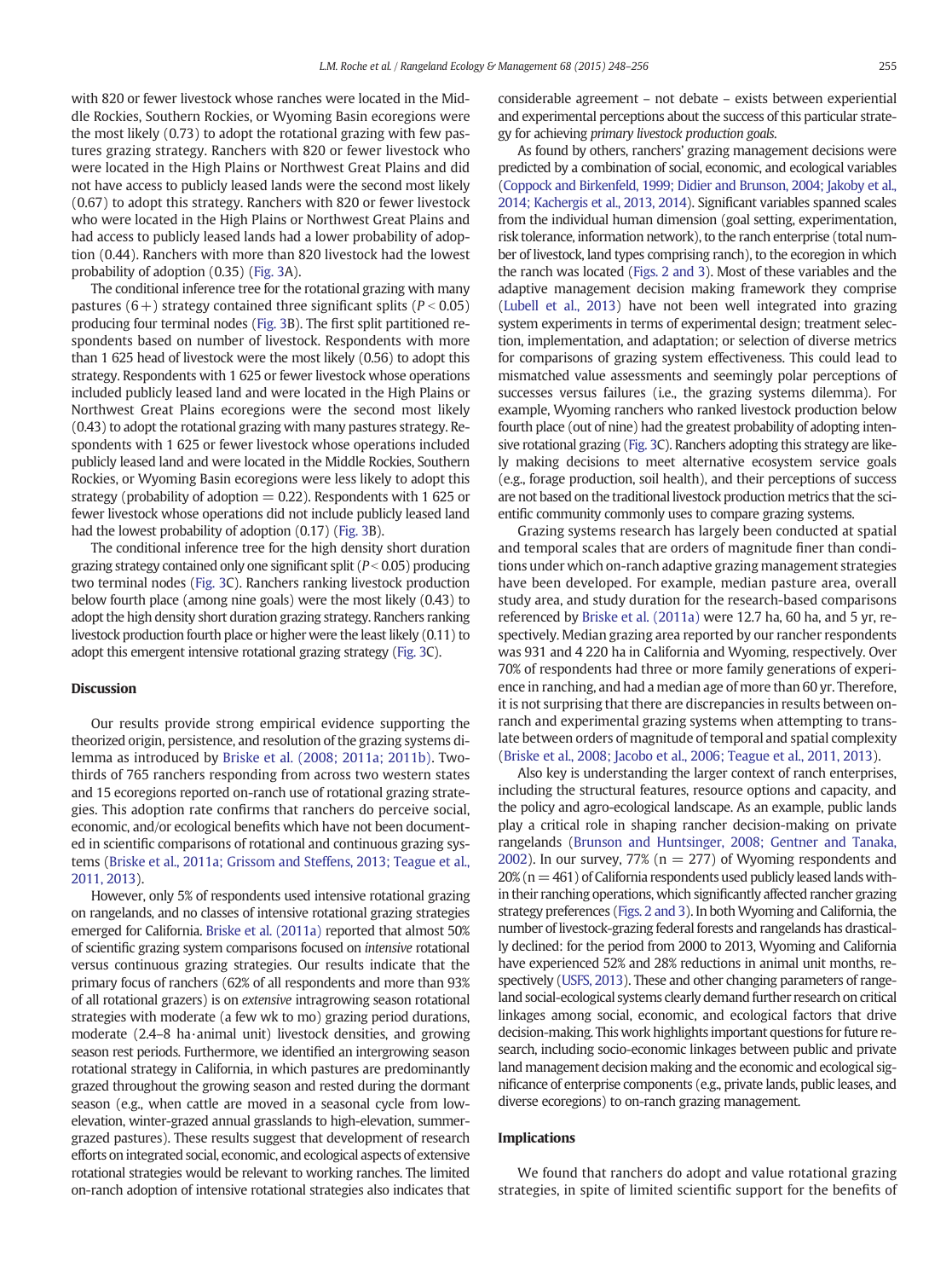with 820 or fewer livestock whose ranches were located in the Middle Rockies, Southern Rockies, or Wyoming Basin ecoregions were the most likely (0.73) to adopt the rotational grazing with few pastures grazing strategy. Ranchers with 820 or fewer livestock who were located in the High Plains or Northwest Great Plains and did not have access to publicly leased lands were the second most likely (0.67) to adopt this strategy. Ranchers with 820 or fewer livestock who were located in the High Plains or Northwest Great Plains and had access to publicly leased lands had a lower probability of adoption (0.44). Ranchers with more than 820 livestock had the lowest probability of adoption (0.35) (Fig. 3A).

The conditional inference tree for the rotational grazing with many pastures (6+) strategy contained three significant splits ($P < 0.05$) producing four terminal nodes (Fig. 3B). The first split partitioned respondents based on number of livestock. Respondents with more than 1 625 head of livestock were the most likely (0.56) to adopt this strategy. Respondents with 1 625 or fewer livestock whose operations included publicly leased land and were located in the High Plains or Northwest Great Plains ecoregions were the second most likely (0.43) to adopt the rotational grazing with many pastures strategy. Respondents with 1 625 or fewer livestock whose operations included publicly leased land and were located in the Middle Rockies, Southern Rockies, or Wyoming Basin ecoregions were less likely to adopt this strategy (probability of adoption = 0.22). Respondents with 1 625 or fewer livestock whose operations did not include publicly leased land had the lowest probability of adoption (0.17) (Fig. 3B).

The conditional inference tree for the high density short duration grazing strategy contained only one significant split ($P < 0.05$) producing two terminal nodes (Fig. 3C). Ranchers ranking livestock production below fourth place (among nine goals) were the most likely (0.43) to adopt the high density short duration grazing strategy. Ranchers ranking livestock production fourth place or higher were the least likely (0.11) to adopt this emergent intensive rotational grazing strategy (Fig. 3C).

## Discussion

Our results provide strong empirical evidence supporting the theorized origin, persistence, and resolution of the grazing systems dilemma as introduced by Briske et al. (2008; 2011a; 2011b). Two-thirds of 765 ranchers responding from across two western states and 15 ecoregions reported on-ranch use of rotational grazing strategies. This adoption rate confirms that ranchers do perceive social, economic, and/or ecological benefits which have not been documented in scientific comparisons of rotational and continuous grazing systems (Briske et al., 2011a; Grissom and Steffens, 2013; Teague et al., 2011, 2013).

However, only 5% of respondents used intensive rotational grazing on rangelands, and no classes of intensive rotational grazing strategies emerged for California. Briske et al. (2011a) reported that almost 50% of scientific grazing system comparisons focused on *intensive* rotational versus continuous grazing strategies. Our results indicate that the primary focus of ranchers (62% of all respondents and more than 93% of all rotational grazers) is on *extensive* intragrowing season rotational strategies with moderate (a few wk to mo) grazing period durations, moderate (2.4–8 ha·animal unit) livestock densities, and growing season rest periods. Furthermore, we identified an intergrowing season rotational strategy in California, in which pastures are predominantly grazed throughout the growing season and rested during the dormant season (e.g., when cattle are moved in a seasonal cycle from low-elevation, winter-grazed annual grasslands to high-elevation, summer-grazed pastures). These results suggest that development of research efforts on integrated social, economic, and ecological aspects of extensive rotational strategies would be relevant to working ranches. The limited on-ranch adoption of intensive rotational strategies also indicates that considerable agreement – not debate – exists between experiential and experimental perceptions about the success of this particular strategy for achieving *primary livestock production goals*.

As found by others, ranchers' grazing management decisions were predicted by a combination of social, economic, and ecological variables (Coppock and Birkenfeld, 1999; Didier and Brunson, 2004; Jakoby et al., 2014; Kachergis et al., 2013, 2014). Significant variables spanned scales from the individual human dimension (goal setting, experimentation, risk tolerance, information network), to the ranch enterprise (total number of livestock, land types comprising ranch), to the ecoregion in which the ranch was located (Figs. 2 and 3). Most of these variables and the adaptive management decision making framework they comprise (Lubell et al., 2013) have not been well integrated into grazing system experiments in terms of experimental design; treatment selection, implementation, and adaptation; or selection of diverse metrics for comparisons of grazing system effectiveness. This could lead to mismatched value assessments and seemingly polar perceptions of successes versus failures (i.e., the grazing systems dilemma). For example, Wyoming ranchers who ranked livestock production below fourth place (out of nine) had the greatest probability of adopting intensive rotational grazing (Fig. 3C). Ranchers adopting this strategy are likely making decisions to meet alternative ecosystem service goals (e.g., forage production, soil health), and their perceptions of success are not based on the traditional livestock production metrics that the scientific community commonly uses to compare grazing systems.

Grazing systems research has largely been conducted at spatial and temporal scales that are orders of magnitude finer than conditions under which on-ranch adaptive grazing management strategies have been developed. For example, median pasture area, overall study area, and study duration for the research-based comparisons referenced by Briske et al. (2011a) were 12.7 ha, 60 ha, and 5 yr, respectively. Median grazing area reported by our rancher respondents was 931 and 4 220 ha in California and Wyoming, respectively. Over 70% of respondents had three or more family generations of experience in ranching, and had a median age of more than 60 yr. Therefore, it is not surprising that there are discrepancies in results between on-ranch and experimental grazing systems when attempting to translate between orders of magnitude of temporal and spatial complexity (Briske et al., 2008; Jacobo et al., 2006; Teague et al., 2011, 2013).

Also key is understanding the larger context of ranch enterprises, including the structural features, resource options and capacity, and the policy and agro-ecological landscape. As an example, public lands play a critical role in shaping rancher decision-making on private rangelands (Brunson and Huntsinger, 2008; Gentner and Tanaka, 2002). In our survey, 77% (n = 277) of Wyoming respondents and 20% (n = 461) of California respondents used publicly leased lands within their ranching operations, which significantly affected rancher grazing strategy preferences (Figs. 2 and 3). In both Wyoming and California, the number of livestock-grazing federal forests and rangelands has drastically declined: for the period from 2000 to 2013, Wyoming and California have experienced 52% and 28% reductions in animal unit months, respectively (USFS, 2013). These and other changing parameters of rangeland social-ecological systems clearly demand further research on critical linkages among social, economic, and ecological factors that drive decision-making. This work highlights important questions for future research, including socio-economic linkages between public and private land management decision making and the economic and ecological significance of enterprise components (e.g., private lands, public leases, and diverse ecoregions) to on-ranch grazing management.

## Implications

We found that ranchers do adopt and value rotational grazing strategies, in spite of limited scientific support for the benefits of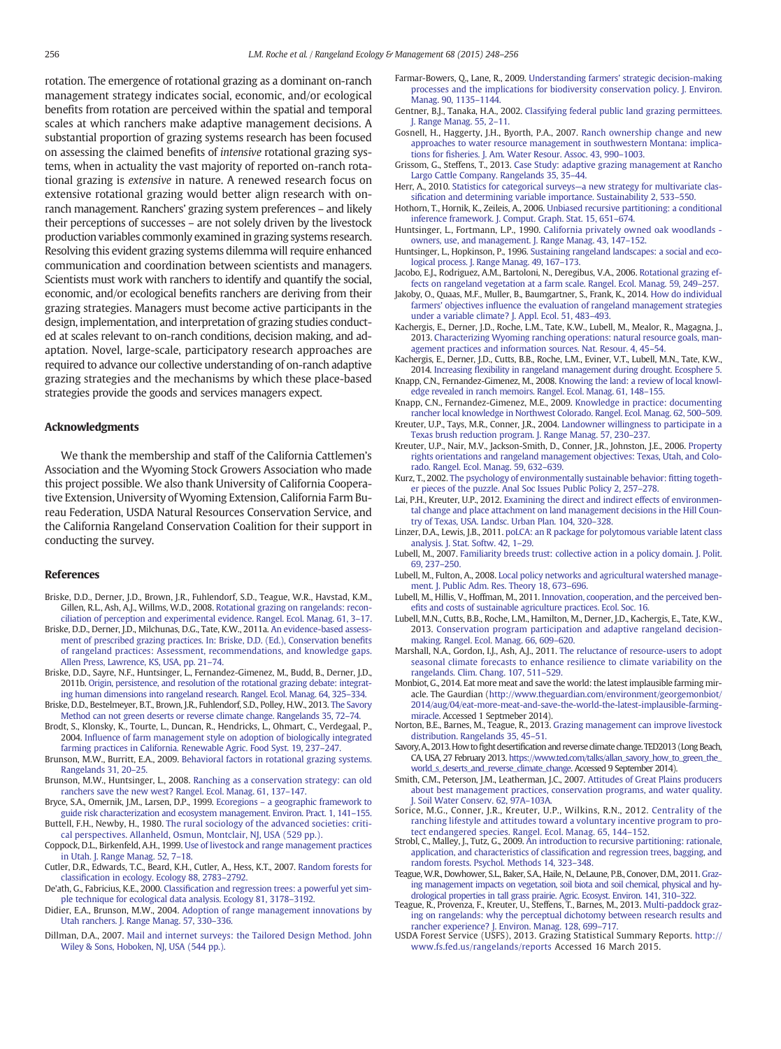rotation. The emergence of rotational grazing as a dominant on-ranch management strategy indicates social, economic, and/or ecological benefits from rotation are perceived within the spatial and temporal scales at which ranchers make adaptive management decisions. A substantial proportion of grazing systems research has been focused on assessing the claimed benefits of *intensive* rotational grazing systems, when in actuality the vast majority of reported on-ranch rotational grazing is *extensive* in nature. A renewed research focus on extensive rotational grazing would better align research with on-ranch management. Ranchers' grazing system preferences – and likely their perceptions of successes – are not solely driven by the livestock production variables commonly examined in grazing systems research. Resolving this evident grazing systems dilemma will require enhanced communication and coordination between scientists and managers. Scientists must work with ranchers to identify and quantify the social, economic, and/or ecological benefits ranchers are deriving from their grazing strategies. Managers must become active participants in the design, implementation, and interpretation of grazing studies conducted at scales relevant to on-ranch conditions, decision making, and adaptation. Novel, large-scale, participatory research approaches are required to advance our collective understanding of on-ranch adaptive grazing strategies and the mechanisms by which these place-based strategies provide the goods and services managers expect.

## Acknowledgments

We thank the membership and staff of the California Cattlemen's Association and the Wyoming Stock Growers Association who made this project possible. We also thank University of California Cooperative Extension, University of Wyoming Extension, California Farm Bureau Federation, USDA Natural Resources Conservation Service, and the California Rangeland Conservation Coalition for their support in conducting the survey.

## References

Briske, D.D., Derner, J.D., Brown, J.R., Fuhlendorf, S.D., Teague, W.R., Havstad, K.M., Gillen, R.L., Ash, A.J., Willms, W.D., 2008. Rotational grazing on rangelands: reconciliation of perception and experimental evidence. Rangel. Ecol. Manag. 61, 3–17.

Briske, D.D., Derner, J.D., Milchunas, D.G., Tate, K.W., 2011a. An evidence-based assessment of prescribed grazing practices. In: Briske, D.D. (Ed.), Conservation benefits of rangeland practices: Assessment, recommendations, and knowledge gaps. Allen Press, Lawrence, KS, USA, pp. 21–74.

Briske, D.D., Sayre, N.F., Huntsinger, L., Fernandez-Gimenez, M., Budd, B., Derner, J.D., 2011b. Origin, persistence, and resolution of the rotational grazing debate: integrating human dimensions into rangeland research. Rangel. Ecol. Manag. 64, 325–334.

Briske, D.D., Bestelmeyer, B.T., Brown, J.R., Fuhlendorf, S.D., Polley, H.W., 2013. The Savory Method can not green deserts or reverse climate change. Rangelands 35, 72–74.

Brodt, S., Klonsky, K., Tourte, L., Duncan, R., Hendricks, L., Ohmart, C., Verdegaal, P., 2004. Influence of farm management style on adoption of biologically integrated farming practices in California. Renewable Agric. Food Syst. 19, 237–247.

Brunson, M.W., Burritt, E.A., 2009. Behavioral factors in rotational grazing systems. Rangelands 31, 20–25.

Brunson, M.W., Huntsinger, L., 2008. Ranching as a conservation strategy: can old ranchers save the new west? Rangel. Ecol. Manag. 61, 137–147.

Bryce, S.A., Omernik, J.M., Larsen, D.P., 1999. Ecoregions – a geographic framework to guide risk characterization and ecosystem management. Environ. Pract. 1, 141–155.

Buttell, F.H., Newby, H., 1980. The rural sociology of the advanced societies: critical perspectives. Allanheld, Osmun, Montclair, NJ, USA (529 pp.).

Coppock, D.L., Birkenfeld, A.H., 1999. Use of livestock and range management practices in Utah. J. Range Manag. 52, 7–18.

Cutler, D.R., Edwards, T.C., Beard, K.H., Cutler, A., Hess, K.T., 2007. Random forests for classification in ecology. Ecology 88, 2783–2792.

De'ath, G., Fabricius, K.E., 2000. Classification and regression trees: a powerful yet simple technique for ecological data analysis. Ecology 81, 3178–3192.

Didier, E.A., Brunson, M.W., 2004. Adoption of range management innovations by Utah ranchers. J. Range Manag. 57, 330–336.

Dillman, D.A., 2007. Mail and internet surveys: the Tailored Design Method. John Wiley & Sons, Hoboken, NJ, USA (544 pp.).

Farmar-Bowers, Q., Lane, R., 2009. Understanding farmers' strategic decision-making processes and the implications for biodiversity conservation policy. J. Environ. Manag. 90, 1135–1144.

Gentner, B.J., Tanaka, H.A., 2002. Classifying federal public land grazing permittees. J. Range Manag. 55, 2–11.

Gosnell, H., Haggerty, J.H., Byorth, P.A., 2007. Ranch ownership change and new approaches to water resource management in southwestern Montana: implications for fisheries. J. Am. Water Resour. Assoc. 43, 990–1003.

Grissom, G., Steffens, T., 2013. Case Study: adaptive grazing management at Rancho Largo Cattle Company. Rangelands 35, 35–44.

Herr, A., 2010. Statistics for categorical surveys—a new strategy for multivariate classification and determining variable importance. Sustainability 2, 533–550.

Hothorn, T., Hornik, K., Zeileis, A., 2006. Unbiased recursive partitioning: a conditional inference framework. J. Comput. Graph. Stat. 15, 651–674.

Huntsinger, L., Fortmann, L.P., 1990. California privately owned oak woodlands - owners, use, and management. J. Range Manag. 43, 147–152.

Huntsinger, L., Hopkinson, P., 1996. Sustaining rangeland landscapes: a social and ecological process. J. Range Manag. 49, 167–173.

Jacobo, E.J., Rodriguez, A.M., Bartoloni, N., Deregibus, V.A., 2006. Rotational grazing effects on rangeland vegetation at a farm scale. Rangel. Ecol. Manag. 59, 249–257.

Jakoby, O., Quaas, M.F., Muller, B., Baumgartner, S., Frank, K., 2014. How do individual farmers' objectives influence the evaluation of rangeland management strategies under a variable climate? J. Appl. Ecol. 51, 483–493.

Kachergis, E., Derner, J.D., Roche, L.M., Tate, K.W., Lubell, M., Mealor, R., Magagna, J., 2013. Characterizing Wyoming ranching operations: natural resource goals, management practices and information sources. Nat. Resour. 4, 45–54.

Kachergis, E., Derner, J.D., Cutts, B.B., Roche, L.M., Eviner, V.T., Lubell, M.N., Tate, K.W., 2014. Increasing flexibility in rangeland management during drought. Ecosphere 5.

Knapp, C.N., Fernandez-Gimenez, M., 2008. Knowing the land: a review of local knowledge revealed in ranch memoirs. Rangel. Ecol. Manag. 61, 148–155.

Knapp, C.N., Fernandez-Gimenez, M.E., 2009. Knowledge in practice: documenting rancher local knowledge in Northwest Colorado. Rangel. Ecol. Manag. 62, 500–509.

Kreuter, U.P., Tays, M.R., Conner, J.R., 2004. Landowner willingness to participate in a Texas brush reduction program. J. Range Manag. 57, 230–237.

Kreuter, U.P., Nair, M.V., Jackson-Smith, D., Conner, J.R., Johnston, J.E., 2006. Property rights orientations and rangeland management objectives: Texas, Utah, and Colorado. Rangel. Ecol. Manag. 59, 632–639.

Kurz, T., 2002. The psychology of environmentally sustainable behavior: fitting together pieces of the puzzle. Anal Soc Issues Public Policy 2, 257–278.

Lai, P.H., Kreuter, U.P., 2012. Examining the direct and indirect effects of environmental change and place attachment on land management decisions in the Hill Country of Texas, USA. Landsc. Urban Plan. 104, 320–328.

Linzer, D.A., Lewis, J.B., 2011. poLCA: an R package for polytomous variable latent class analysis. J. Stat. Softw. 42, 1–29.

Lubell, M., 2007. Familiarity breeds trust: collective action in a policy domain. J. Polit. 69, 237–250.

Lubell, M., Fulton, A., 2008. Local policy networks and agricultural watershed management. J. Public Adm. Res. Theory 18, 673–696.

Lubell, M., Hillis, V., Hoffman, M., 2011. Innovation, cooperation, and the perceived benefits and costs of sustainable agriculture practices. Ecol. Soc. 16.

Lubell, M.N., Cutts, B.B., Roche, L.M., Hamilton, M., Derner, J.D., Kachergis, E., Tate, K.W., 2013. Conservation program participation and adaptive rangeland decision-making. Rangel. Ecol. Manag. 66, 609–620.

Marshall, N.A., Gordon, I.J., Ash, A.J., 2011. The reluctance of resource-users to adopt seasonal climate forecasts to enhance resilience to climate variability on the rangelands. Clim. Chang. 107, 511–529.

Monbiot, G., 2014. Eat more meat and save the world: the latest implausible farming miracle. The Gaurdian (http://www.theguardian.com/environment/georgemonbiot/2014/aug/04/eat-more-meat-and-save-the-world-the-latest-implausible-farming-miracle. Accessed 1 Septmeber 2014).

Norton, B.E., Barnes, M., Teague, R., 2013. Grazing management can improve livestock distribution. Rangelands 35, 45–51.

Savory, A., 2013. How to fight desertification and reverse climate change. TED2013 (Long Beach, CA, USA, 27 February 2013. https://www.ted.com/talks/allan_savory_how_to_green_the_world_s_deserts_and_reverse_climate_change. Accessed 9 September 2014).

Smith, C.M., Peterson, J.M., Leatherman, J.C., 2007. Attitudes of Great Plains producers about best management practices, conservation programs, and water quality. J. Soil Water Conserv. 62, 97A–103A.

Sorice, M.G., Conner, J.R., Kreuter, U.P., Wilkins, R.N., 2012. Centrality of the ranching lifestyle and attitudes toward a voluntary incentive program to protect endangered species. Rangel. Ecol. Manag. 65, 144–152.

Strobl, C., Malley, J., Tutz, G., 2009. An introduction to recursive partitioning: rationale, application, and characteristics of classification and regression trees, bagging, and random forests. Psychol. Methods 14, 323–348.

Teague, W.R., Dowhower, S.L., Baker, S.A., Haile, N., DeLaune, P.B., Conover, D.M., 2011. Grazing management impacts on vegetation, soil biota and soil chemical, physical and hydrological properties in tall grass prairie. Agric. Ecosyst. Environ. 141, 310–322.

Teague, R., Provenza, F., Kreuter, U., Steffens, T., Barnes, M., 2013. Multi-paddock grazing on rangelands: why the perceptual dichotomy between research results and rancher experience? J. Environ. Manag. 128, 699–717.

USDA Forest Service (USFS), 2013. Grazing Statistical Summary Reports. http://www.fs.fed.us/rangelands/reports Accessed 16 March 2015.